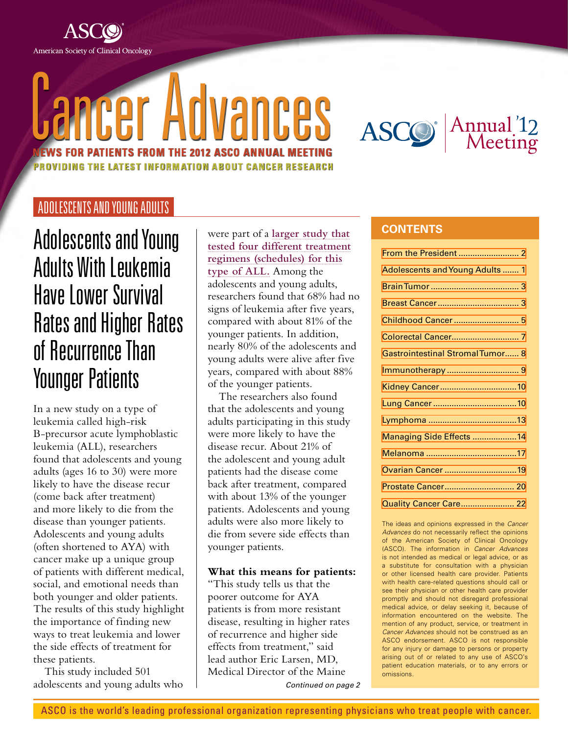# Cancer Advances

**NEWS FOR PATIENTS FROM THE 2012 ASCO ANNUAL MEETING**

**PROVIDING THE LATEST INFORMATION ABOUT CANCER RESEARCH**

ASCO Annual '12 Meeting

ADOLESCENTS AND YOUNG ADULTS

## Adolescents and Young Adults With Leukemia Have Lower Survival Rates and Higher Rates of Recurrence Than Younger Patients

In a new study on a type of leukemia called high-risk B-precursor acute lymphoblastic leukemia (ALL), researchers found that adolescents and young adults (ages 16 to 30) were more likely to have the disease recur (come back after treatment) and more likely to die from the disease than younger patients. Adolescents and young adults (often shortened to AYA) with cancer make up a unique group of patients with different medical, social, and emotional needs than both younger and older patients. The results of this study highlight the importance of finding new ways to treat leukemia and lower the side effects of treatment for these patients.

This study included 501 adolescents and young adults who were part of a larger study that tested four different treatment regimens (schedules) for this type of ALL. Among the adolescents and young adults, researchers found that 68% had no signs of leukemia after five years, compared with about 81% of the younger patients. In addition, nearly 80% of the adolescents and young adults were alive after five years, compared with about 88% of the younger patients.

The researchers also found that the adolescents and young adults participating in this study were more likely to have the disease recur. About 21% of the adolescent and young adult patients had the disease come back after treatment, compared with about 13% of the younger patients. Adolescents and young adults were also more likely to die from severe side effects than younger patients.

**What this means for patients:** "This study tells us that the poorer outcome for AYA patients is from more resistant disease, resulting in higher rates of recurrence and higher side effects from treatment," said lead author Eric Larsen, MD, Medical Director of the Maine

*Continued on page 2*

## CONTENTS

- From the President .......................... 2
- Adolescents and Young Adults ....... 1
- Brain Tumor ..................................... 3
- Breast Cancer ................................... 3
- Childhood Cancer ............................ 5
- Colorectal Cancer............................. 7
- Gastrointestinal Stromal Tumor...... 8
- Immunotherapy ............................... 9
- Kidney Cancer .................................10
- Lung Cancer ....................................10
- Lymphoma ......................................13
- Managing Side Effects ...................14
- Melanoma .......................................17
- Ovarian Cancer ...............................19
- Prostate Cancer.............................. 20
- Quality Cancer Care....................... 22

The ideas and opinions expressed in the *Cancer Advances* do not necessarily reflect the opinions of the American Society of Clinical Oncology (ASCO). The information in *Cancer Advances* is not intended as medical or legal advice, or as a substitute for consultation with a physician or other licensed health care provider. Patients with health care-related questions should call or see their physician or other health care provider promptly and should not disregard professional medical advice, or delay seeking it, because of information encountered on the website. The mention of any product, service, or treatment in *Cancer Advances* should not be construed as an ASCO endorsement. ASCO is not responsible for any injury or damage to persons or property arising out of or related to any use of ASCO's patient education materials, or to any errors or omissions.

ASCO is the world's leading professional organization representing physicians who treat people with cancer.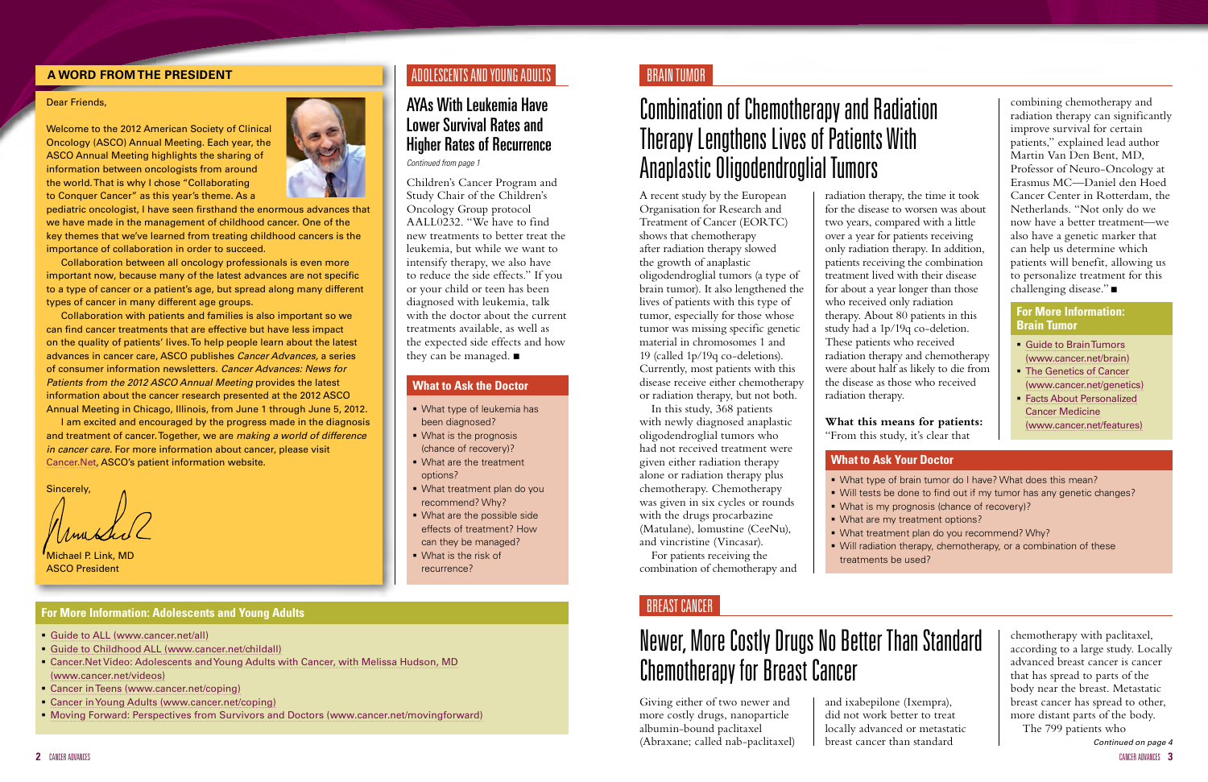## A WORD FROM THE PRESIDENT

Dear Friends,

Welcome to the 2012 American Society of Clinical Oncology (ASCO) Annual Meeting. Each year, the ASCO Annual Meeting highlights the sharing of information between oncologists from around the world. That is why I chose "Collaborating to Conquer Cancer" as this year's theme. As a pediatric oncologist, I have seen firsthand the enormous advances that we have made in the management of childhood cancer. One of the key themes that we've learned from treating childhood cancers is the importance of collaboration in order to succeed.

Collaboration between all oncology professionals is even more important now, because many of the latest advances are not specific to a type of cancer or a patient's age, but spread along many different types of cancer in many different age groups.

Collaboration with patients and families is also important so we can find cancer treatments that are effective but have less impact on the quality of patients' lives. To help people learn about the latest advances in cancer care, ASCO publishes *Cancer Advances*, a series of consumer information newsletters. *Cancer Advances: News for Patients from the 2012 ASCO Annual Meeting* provides the latest information about the cancer research presented at the 2012 ASCO Annual Meeting in Chicago, Illinois, from June 1 through June 5, 2012.

I am excited and encouraged by the progress made in the diagnosis and treatment of cancer. Together, we are *making a world of difference in cancer care*. For more information about cancer, please visit Cancer.Net, ASCO's patient information website.

Sincerely,

Michael P. Link, MD
ASCO President

## ADOLESCENTS AND YOUNG ADULTS

### AYAs With Leukemia Have Lower Survival Rates and Higher Rates of Recurrence

*Continued from page 1*

Children's Cancer Program and Study Chair of the Children's Oncology Group protocol AALL0232. "We have to find new treatments to better treat the leukemia, but while we want to intensify therapy, we also have to reduce the side effects." If you or your child or teen has been diagnosed with leukemia, talk with the doctor about the current treatments available, as well as the expected side effects and how they can be managed. ■

#### What to Ask the Doctor

- What type of leukemia has been diagnosed?
- What is the prognosis (chance of recovery)?
- What are the treatment options?
- What treatment plan do you recommend? Why?
- What are the possible side effects of treatment? How can they be managed?
- What is the risk of recurrence?

#### For More Information: Adolescents and Young Adults

- Guide to ALL (www.cancer.net/all)
- Guide to Childhood ALL (www.cancer.net/childall)
- Cancer.Net Video: Adolescents and Young Adults with Cancer, with Melissa Hudson, MD (www.cancer.net/videos)
- Cancer in Teens (www.cancer.net/coping)
- Cancer in Young Adults (www.cancer.net/coping)
- Moving Forward: Perspectives from Survivors and Doctors (www.cancer.net/movingforward)

## BRAIN TUMOR

### Combination of Chemotherapy and Radiation Therapy Lengthens Lives of Patients With Anaplastic Oligodendroglial Tumors

A recent study by the European Organisation for Research and Treatment of Cancer (EORTC) shows that chemotherapy after radiation therapy slowed the growth of anaplastic oligodendroglial tumors (a type of brain tumor). It also lengthened the lives of patients with this type of tumor, especially for those whose tumor was missing specific genetic material in chromosomes 1 and 19 (called 1p/19q co-deletions). Currently, most patients with this disease receive either chemotherapy or radiation therapy, but not both.

In this study, 368 patients with newly diagnosed anaplastic oligodendroglial tumors who had not received treatment were given either radiation therapy alone or radiation therapy plus chemotherapy. Chemotherapy was given in six cycles or rounds with the drugs procarbazine (Matulane), lomustine (CeeNu), and vincristine (Vincasar).

For patients receiving the combination of chemotherapy and radiation therapy, the time it took for the disease to worsen was about two years, compared with a little over a year for patients receiving only radiation therapy. In addition, patients receiving the combination treatment lived with their disease for about a year longer than those who received only radiation therapy. About 80 patients in this study had a 1p/19q co-deletion. These patients who received radiation therapy and chemotherapy were about half as likely to die from the disease as those who received radiation therapy.

**What this means for patients:** "From this study, it's clear that combining chemotherapy and radiation therapy can significantly improve survival for certain patients," explained lead author Martin Van Den Bent, MD, Professor of Neuro-Oncology at Erasmus MC—Daniel den Hoed Cancer Center in Rotterdam, the Netherlands. "Not only do we now have a better treatment—we also have a genetic marker that can help us determine which patients will benefit, allowing us to personalize treatment for this challenging disease." ■

#### For More Information: Brain Tumor

- Guide to Brain Tumors (www.cancer.net/brain)
- The Genetics of Cancer (www.cancer.net/genetics)
- Facts About Personalized Cancer Medicine (www.cancer.net/features)

#### What to Ask Your Doctor

- What type of brain tumor do I have? What does this mean?
- Will tests be done to find out if my tumor has any genetic changes?
- What is my prognosis (chance of recovery)?
- What are my treatment options?
- What treatment plan do you recommend? Why?
- Will radiation therapy, chemotherapy, or a combination of these treatments be used?

## BREAST CANCER

### Newer, More Costly Drugs No Better Than Standard Chemotherapy for Breast Cancer

Giving either of two newer and more costly drugs, nanoparticle albumin-bound paclitaxel (Abraxane; called nab-paclitaxel) and ixabepilone (Ixempra), did not work better to treat locally advanced or metastatic breast cancer than standard chemotherapy with paclitaxel, according to a large study. Locally advanced breast cancer is cancer that has spread to parts of the body near the breast. Metastatic breast cancer has spread to other, more distant parts of the body.

The 799 patients who

*Continued on page 4*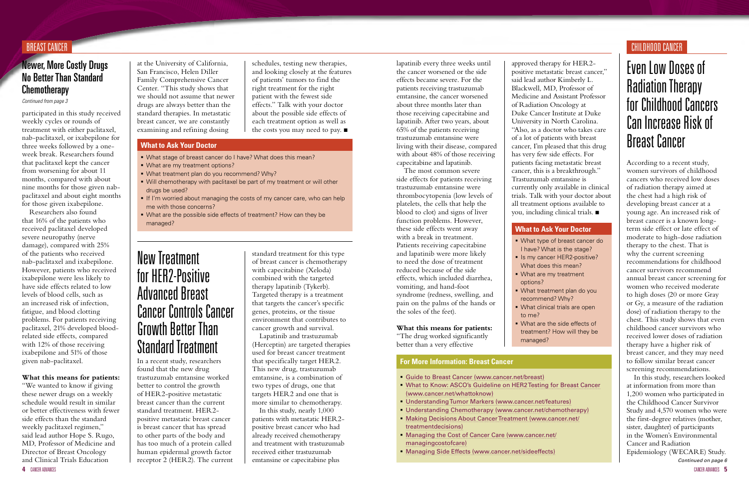BREAST CANCER

## Newer, More Costly Drugs No Better Than Standard Chemotherapy

*Continued from page 3*

participated in this study received weekly cycles or rounds of treatment with either paclitaxel, nab-paclitaxel, or ixabepilone for three weeks followed by a one-week break. Researchers found that paclitaxel kept the cancer from worsening for about 11 months, compared with about nine months for those given nab-paclitaxel and about eight months for those given ixabepilone.

Researchers also found that 16% of the patients who received paclitaxel developed severe neuropathy (nerve damage), compared with 25% of the patients who received nab-paclitaxel and ixabepilone. However, patients who received ixabepilone were less likely to have side effects related to low levels of blood cells, such as an increased risk of infection, fatigue, and blood clotting problems. For patients receiving paclitaxel, 21% developed blood-related side effects, compared with 12% of those receiving ixabepilone and 51% of those given nab-paclitaxel.

**What this means for patients:** "We wanted to know if giving these newer drugs on a weekly schedule would result in similar or better effectiveness with fewer side effects than the standard weekly paclitaxel regimen," said lead author Hope S. Rugo, MD, Professor of Medicine and Director of Breast Oncology and Clinical Trials Education at the University of California, San Francisco, Helen Diller Family Comprehensive Cancer Center. "This study shows that we should not assume that newer drugs are always better than the standard therapies. In metastatic breast cancer, we are constantly examining and refining dosing schedules, testing new therapies, and looking closely at the features of patients' tumors to find the right treatment for the right patient with the fewest side effects." Talk with your doctor about the possible side effects of each treatment option as well as the costs you may need to pay. ■

### What to Ask Your Doctor

- What stage of breast cancer do I have? What does this mean?
- What are my treatment options?
- What treatment plan do you recommend? Why?
- Will chemotherapy with paclitaxel be part of my treatment or will other drugs be used?
- If I'm worried about managing the costs of my cancer care, who can help me with those concerns?
- What are the possible side effects of treatment? How can they be managed?

## New Treatment for HER2-Positive Advanced Breast Cancer Controls Cancer Growth Better Than Standard Treatment

In a recent study, researchers found that the new drug trastuzumab emtansine worked better to control the growth of HER2-positive metastatic breast cancer than the current standard treatment. HER2-positive metastatic breast cancer is breast cancer that has spread to other parts of the body and has too much of a protein called human epidermal growth factor receptor 2 (HER2). The current standard treatment for this type of breast cancer is chemotherapy with capecitabine (Xeloda) combined with the targeted therapy lapatinib (Tykerb). Targeted therapy is a treatment that targets the cancer's specific genes, proteins, or the tissue environment that contributes to cancer growth and survival.

Lapatinib and trastuzumab (Herceptin) are targeted therapies used for breast cancer treatment that specifically target HER2. This new drug, trastuzumab emtansine, is a combination of two types of drugs, one that targets HER2 and one that is more similar to chemotherapy.

In this study, nearly 1,000 patients with metastatic HER2-positive breast cancer who had already received chemotherapy and treatment with trastuzumab received either trastuzumab emtansine or capecitabine plus lapatinib every three weeks until the cancer worsened or the side effects became severe. For the patients receiving trastuzumab emtansine, the cancer worsened about three months later than those receiving capecitabine and lapatinib. After two years, about 65% of the patients receiving trastuzumab emtansine were living with their disease, compared with about 48% of those receiving capecitabine and lapatinib.

The most common severe side effects for patients receiving trastuzumab emtansine were thrombocytopenia (low levels of platelets, the cells that help the blood to clot) and signs of liver function problems. However, these side effects went away with a break in treatment. Patients receiving capecitabine and lapatinib were more likely to need the dose of treatment reduced because of the side effects, which included diarrhea, vomiting, and hand-foot syndrome (redness, swelling, and pain on the palms of the hands or the soles of the feet).

**What this means for patients:** "The drug worked significantly better than a very effective approved therapy for HER2-positive metastatic breast cancer," said lead author Kimberly L. Blackwell, MD, Professor of Medicine and Assistant Professor of Radiation Oncology at Duke Cancer Institute at Duke University in North Carolina. "Also, as a doctor who takes care of a lot of patients with breast cancer, I'm pleased that this drug has very few side effects. For patients facing metastatic breast cancer, this is a breakthrough." Trastuzumab emtansine is currently only available in clinical trials. Talk with your doctor about all treatment options available to you, including clinical trials. ■

### What to Ask Your Doctor

- What type of breast cancer do I have? What is the stage?
- Is my cancer HER2-positive? What does this mean?
- What are my treatment options?
- What treatment plan do you recommend? Why?
- What clinical trials are open to me?
- What are the side effects of treatment? How will they be managed?

### For More Information: Breast Cancer

- Guide to Breast Cancer (www.cancer.net/breast)
- What to Know: ASCO's Guideline on HER2 Testing for Breast Cancer (www.cancer.net/whattoknow)
- Understanding Tumor Markers (www.cancer.net/features)
- Understanding Chemotherapy (www.cancer.net/chemotherapy)
- Making Decisions About Cancer Treatment (www.cancer.net/treatmentdecisions)
- Managing the Cost of Cancer Care (www.cancer.net/managingcostofcare)
- Managing Side Effects (www.cancer.net/sideeffects)

CHILDHOOD CANCER

## Even Low Doses of Radiation Therapy for Childhood Cancers Can Increase Risk of Breast Cancer

According to a recent study, women survivors of childhood cancers who received low doses of radiation therapy aimed at the chest had a high risk of developing breast cancer at a young age. An increased risk of breast cancer is a known long-term side effect or late effect of moderate to high-dose radiation therapy to the chest. That is why the current screening recommendations for childhood cancer survivors recommend annual breast cancer screening for women who received moderate to high doses (20 or more Gray or Gy, a measure of the radiation dose) of radiation therapy to the chest. This study shows that even childhood cancer survivors who received lower doses of radiation therapy have a higher risk of breast cancer, and they may need to follow similar breast cancer screening recommendations.

In this study, researchers looked at information from more than 1,200 women who participated in the Childhood Cancer Survivor Study and 4,570 women who were the first-degree relatives (mother, sister, daughter) of participants in the Women's Environmental Cancer and Radiation Epidemiology (WECARE) Study.

*Continued on page 6*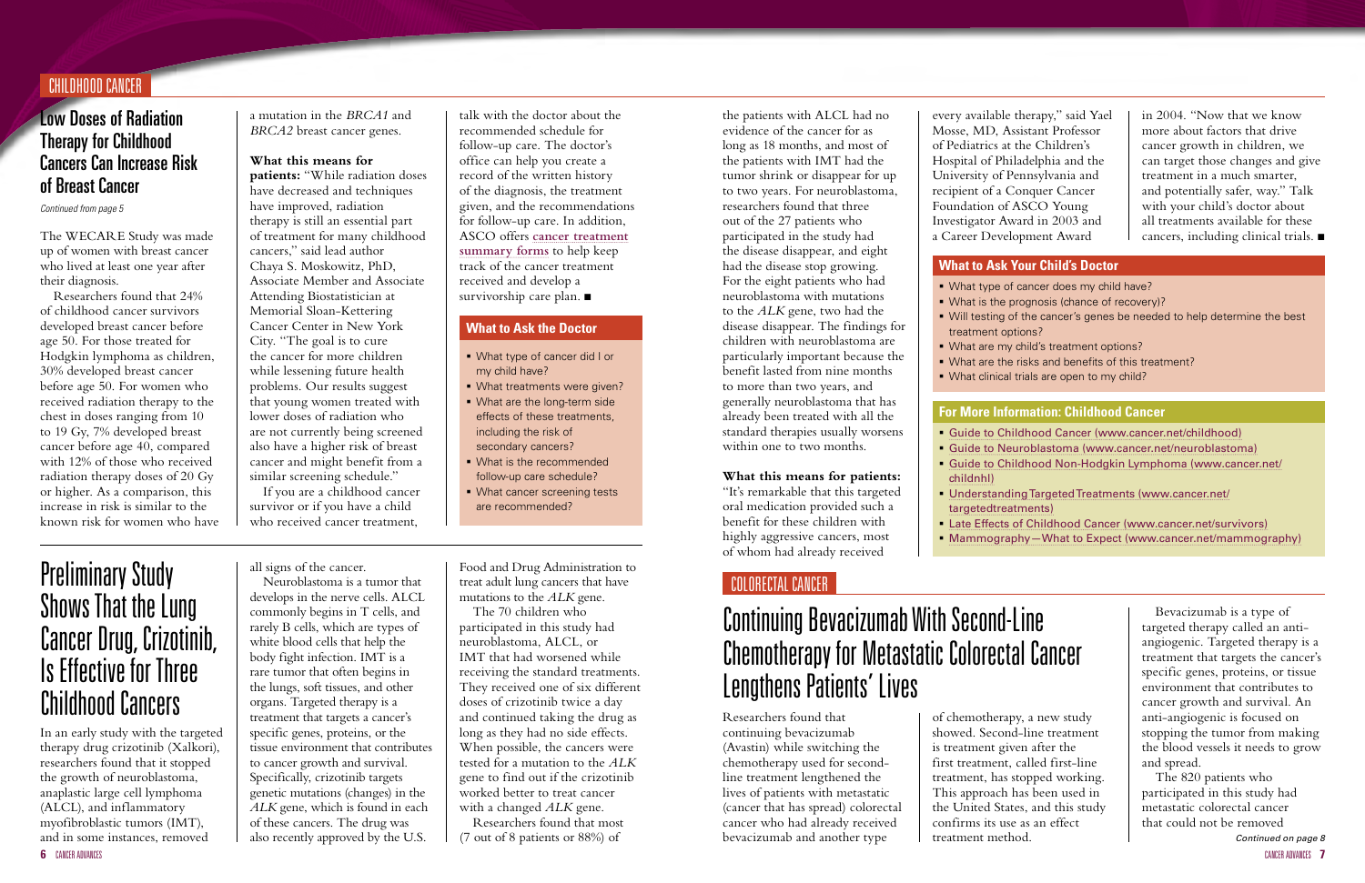CHILDHOOD CANCER

## Low Doses of Radiation Therapy for Childhood Cancers Can Increase Risk of Breast Cancer

*Continued from page 5*

The WECARE Study was made up of women with breast cancer who lived at least one year after their diagnosis.

Researchers found that 24% of childhood cancer survivors developed breast cancer before age 50. For those treated for Hodgkin lymphoma as children, 30% developed breast cancer before age 50. For women who received radiation therapy to the chest in doses ranging from 10 to 19 Gy, 7% developed breast cancer before age 40, compared with 12% of those who received radiation therapy doses of 20 Gy or higher. As a comparison, this increase in risk is similar to the known risk for women who have a mutation in the *BRCA1* and *BRCA2* breast cancer genes.

**What this means for patients:** "While radiation doses have decreased and techniques have improved, radiation therapy is still an essential part of treatment for many childhood cancers," said lead author Chaya S. Moskowitz, PhD, Associate Member and Associate Attending Biostatistician at Memorial Sloan-Kettering Cancer Center in New York City. "The goal is to cure the cancer for more children while lessening future health problems. Our results suggest that young women treated with lower doses of radiation who are not currently being screened also have a higher risk of breast cancer and might benefit from a similar screening schedule."

If you are a childhood cancer survivor or if you have a child who received cancer treatment, talk with the doctor about the recommended schedule for follow-up care. The doctor's office can help you create a record of the written history of the diagnosis, the treatment given, and the recommendations for follow-up care. In addition, ASCO offers cancer treatment summary forms to help keep track of the cancer treatment received and develop a survivorship care plan. ■

### What to Ask the Doctor

- What type of cancer did I or my child have?
- What treatments were given?
- What are the long-term side effects of these treatments, including the risk of secondary cancers?
- What is the recommended follow-up care schedule?
- What cancer screening tests are recommended?

## Preliminary Study Shows That the Lung Cancer Drug, Crizotinib, Is Effective for Three Childhood Cancers

In an early study with the targeted therapy drug crizotinib (Xalkori), researchers found that it stopped the growth of neuroblastoma, anaplastic large cell lymphoma (ALCL), and inflammatory myofibroblastic tumors (IMT), and in some instances, removed all signs of the cancer.

Neuroblastoma is a tumor that develops in the nerve cells. ALCL commonly begins in T cells, and rarely B cells, which are types of white blood cells that help the body fight infection. IMT is a rare tumor that often begins in the lungs, soft tissues, and other organs. Targeted therapy is a treatment that targets a cancer's specific genes, proteins, or the tissue environment that contributes to cancer growth and survival. Specifically, crizotinib targets genetic mutations (changes) in the *ALK* gene, which is found in each of these cancers. The drug was also recently approved by the U.S. Food and Drug Administration to treat adult lung cancers that have mutations to the *ALK* gene.

The 70 children who participated in this study had neuroblastoma, ALCL, or IMT that had worsened while receiving the standard treatments. They received one of six different doses of crizotinib twice a day and continued taking the drug as long as they had no side effects. When possible, the cancers were tested for a mutation to the *ALK* gene to find out if the crizotinib worked better to treat cancer with a changed *ALK* gene.

Researchers found that most (7 out of 8 patients or 88%) of the patients with ALCL had no evidence of the cancer for as long as 18 months, and most of the patients with IMT had the tumor shrink or disappear for up to two years. For neuroblastoma, researchers found that three out of the 27 patients who participated in the study had the disease disappear, and eight had the disease stop growing. For the eight patients who had neuroblastoma with mutations to the *ALK* gene, two had the disease disappear. The findings for children with neuroblastoma are particularly important because the benefit lasted from nine months to more than two years, and generally neuroblastoma that has already been treated with all the standard therapies usually worsens within one to two months.

**What this means for patients:** "It's remarkable that this targeted oral medication provided such a benefit for these children with highly aggressive cancers, most of whom had already received every available therapy," said Yael Mosse, MD, Assistant Professor of Pediatrics at the Children's Hospital of Philadelphia and the University of Pennsylvania and recipient of a Conquer Cancer Foundation of ASCO Young Investigator Award in 2003 and a Career Development Award in 2004. "Now that we know more about factors that drive cancer growth in children, we can target those changes and give treatment in a much smarter, and potentially safer, way." Talk with your child's doctor about all treatments available for these cancers, including clinical trials. ■

### What to Ask Your Child's Doctor

- What type of cancer does my child have?
- What is the prognosis (chance of recovery)?
- Will testing of the cancer's genes be needed to help determine the best treatment options?
- What are my child's treatment options?
- What are the risks and benefits of this treatment?
- What clinical trials are open to my child?

### For More Information: Childhood Cancer

- Guide to Childhood Cancer (www.cancer.net/childhood)
- Guide to Neuroblastoma (www.cancer.net/neuroblastoma)
- Guide to Childhood Non-Hodgkin Lymphoma (www.cancer.net/childnhl)
- Understanding Targeted Treatments (www.cancer.net/targetedtreatments)
- Late Effects of Childhood Cancer (www.cancer.net/survivors)
- Mammography—What to Expect (www.cancer.net/mammography)

COLORECTAL CANCER

## Continuing Bevacizumab With Second-Line Chemotherapy for Metastatic Colorectal Cancer Lengthens Patients' Lives

Researchers found that continuing bevacizumab (Avastin) while switching the chemotherapy used for second-line treatment lengthened the lives of patients with metastatic (cancer that has spread) colorectal cancer who had already received bevacizumab and another type of chemotherapy, a new study showed. Second-line treatment is treatment given after the first treatment, called first-line treatment, has stopped working. This approach has been used in the United States, and this study confirms its use as an effect treatment method.

Bevacizumab is a type of targeted therapy called an anti-angiogenic. Targeted therapy is a treatment that targets the cancer's specific genes, proteins, or tissue environment that contributes to cancer growth and survival. An anti-angiogenic is focused on stopping the tumor from making the blood vessels it needs to grow and spread.

The 820 patients who participated in this study had metastatic colorectal cancer that could not be removed

*Continued on page 8*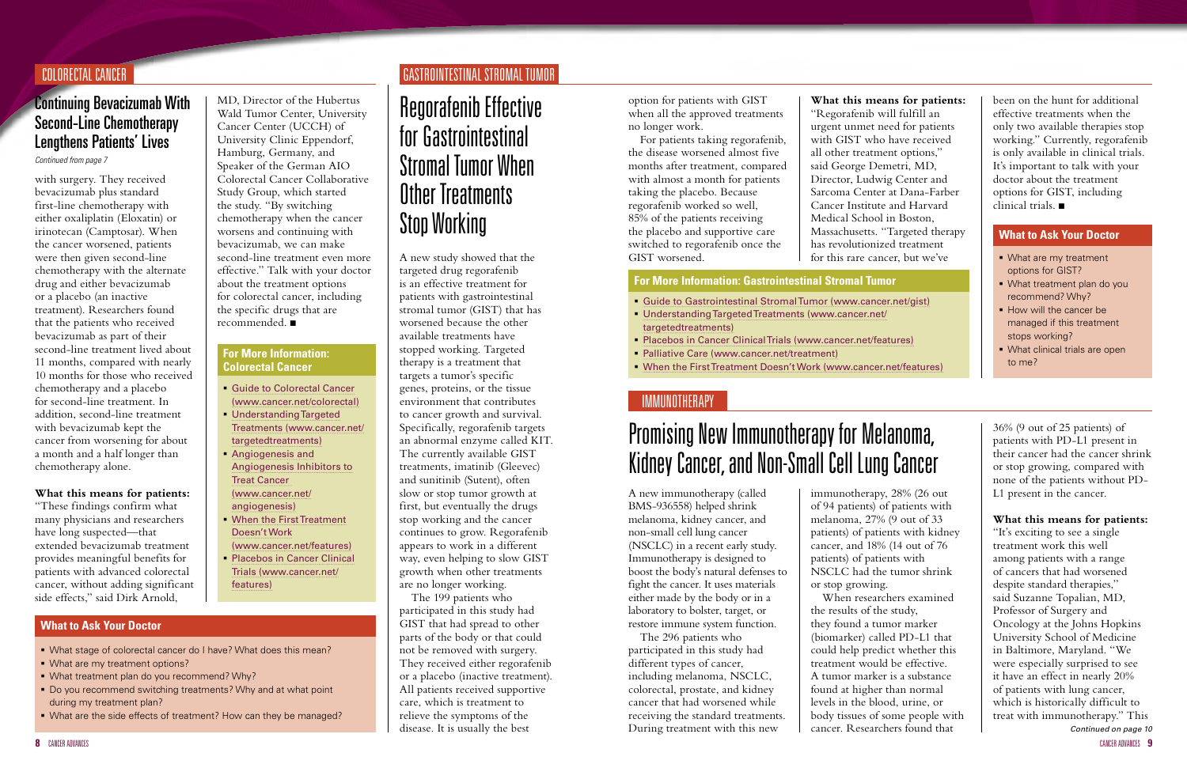## COLORECTAL CANCER

### Continuing Bevacizumab With Second-Line Chemotherapy Lengthens Patients' Lives

*Continued from page 7*

with surgery. They received bevacizumab plus standard first-line chemotherapy with either oxaliplatin (Eloxatin) or irinotecan (Camptosar). When the cancer worsened, patients were then given second-line chemotherapy with the alternate drug and either bevacizumab or a placebo (an inactive treatment). Researchers found that the patients who received bevacizumab as part of their second-line treatment lived about 11 months, compared with nearly 10 months for those who received chemotherapy and a placebo for second-line treatment. In addition, second-line treatment with bevacizumab kept the cancer from worsening for about a month and a half longer than chemotherapy alone.

**What this means for patients:** "These findings confirm what many physicians and researchers have long suspected—that extended bevacizumab treatment provides meaningful benefits for patients with advanced colorectal cancer, without adding significant side effects," said Dirk Arnold, MD, Director of the Hubertus Wald Tumor Center, University Cancer Center (UCCH) of University Clinic Eppendorf, Hamburg, Germany, and Speaker of the German AIO Colorectal Cancer Collaborative Study Group, which started the study. "By switching chemotherapy when the cancer worsens and continuing with bevacizumab, we can make second-line treatment even more effective." Talk with your doctor about the treatment options for colorectal cancer, including the specific drugs that are recommended. ■

#### For More Information: Colorectal Cancer

- Guide to Colorectal Cancer (www.cancer.net/colorectal)
- Understanding Targeted Treatments (www.cancer.net/targetedtreatments)
- Angiogenesis and Angiogenesis Inhibitors to Treat Cancer (www.cancer.net/angiogenesis)
- When the First Treatment Doesn't Work (www.cancer.net/features)
- Placebos in Cancer Clinical Trials (www.cancer.net/features)

#### What to Ask Your Doctor

- What stage of colorectal cancer do I have? What does this mean?
- What are my treatment options?
- What treatment plan do you recommend? Why?
- Do you recommend switching treatments? Why and at what point during my treatment plan?
- What are the side effects of treatment? How can they be managed?

## GASTROINTESTINAL STROMAL TUMOR

### Regorafenib Effective for Gastrointestinal Stromal Tumor When Other Treatments Stop Working

A new study showed that the targeted drug regorafenib is an effective treatment for patients with gastrointestinal stromal tumor (GIST) that has worsened because the other available treatments have stopped working. Targeted therapy is a treatment that targets a tumor's specific genes, proteins, or the tissue environment that contributes to cancer growth and survival. Specifically, regorafenib targets an abnormal enzyme called KIT. The currently available GIST treatments, imatinib (Gleevec) and sunitinib (Sutent), often slow or stop tumor growth at first, but eventually the drugs stop working and the cancer continues to grow. Regorafenib appears to work in a different way, even helping to slow GIST growth when other treatments are no longer working.

The 199 patients who participated in this study had GIST that had spread to other parts of the body or that could not be removed with surgery. They received either regorafenib or a placebo (inactive treatment). All patients received supportive care, which is treatment to relieve the symptoms of the disease. It is usually the best option for patients with GIST when all the approved treatments no longer work.

For patients taking regorafenib, the disease worsened almost five months after treatment, compared with almost a month for patients taking the placebo. Because regorafenib worked so well, 85% of the patients receiving the placebo and supportive care switched to regorafenib once the GIST worsened.

**What this means for patients:** "Regorafenib will fulfill an urgent unmet need for patients with GIST who have received all other treatment options," said George Demetri, MD, Director, Ludwig Center and Sarcoma Center at Dana-Farber Cancer Institute and Harvard Medical School in Boston, Massachusetts. "Targeted therapy has revolutionized treatment for this rare cancer, but we've been on the hunt for additional effective treatments when the only two available therapies stop working." Currently, regorafenib is only available in clinical trials. It's important to talk with your doctor about the treatment options for GIST, including clinical trials. ■

#### For More Information: Gastrointestinal Stromal Tumor

- Guide to Gastrointestinal Stromal Tumor (www.cancer.net/gist)
- Understanding Targeted Treatments (www.cancer.net/targetedtreatments)
- Placebos in Cancer Clinical Trials (www.cancer.net/features)
- Palliative Care (www.cancer.net/treatment)
- When the First Treatment Doesn't Work (www.cancer.net/features)

#### What to Ask Your Doctor

- What are my treatment options for GIST?
- What treatment plan do you recommend? Why?
- How will the cancer be managed if this treatment stops working?
- What clinical trials are open to me?

## IMMUNOTHERAPY

### Promising New Immunotherapy for Melanoma, Kidney Cancer, and Non-Small Cell Lung Cancer

A new immunotherapy (called BMS-936558) helped shrink melanoma, kidney cancer, and non-small cell lung cancer (NSCLC) in a recent early study. Immunotherapy is designed to boost the body's natural defenses to fight the cancer. It uses materials either made by the body or in a laboratory to bolster, target, or restore immune system function.

The 296 patients who participated in this study had different types of cancer, including melanoma, NSCLC, colorectal, prostate, and kidney cancer that had worsened while receiving the standard treatments. During treatment with this new immunotherapy, 28% (26 out of 94 patients) of patients with melanoma, 27% (9 out of 33 patients) of patients with kidney cancer, and 18% (14 out of 76 patients) of patients with NSCLC had the tumor shrink or stop growing.

When researchers examined the results of the study, they found a tumor marker (biomarker) called PD-L1 that could help predict whether this treatment would be effective. A tumor marker is a substance found at higher than normal levels in the blood, urine, or body tissues of some people with cancer. Researchers found that 36% (9 out of 25 patients) of patients with PD-L1 present in their cancer had the cancer shrink or stop growing, compared with none of the patients without PD-L1 present in the cancer.

**What this means for patients:** "It's exciting to see a single treatment work this well among patients with a range of cancers that had worsened despite standard therapies," said Suzanne Topalian, MD, Professor of Surgery and Oncology at the Johns Hopkins University School of Medicine in Baltimore, Maryland. "We were especially surprised to see it have an effect in nearly 20% of patients with lung cancer, which is historically difficult to treat with immunotherapy." This

*Continued on page 10*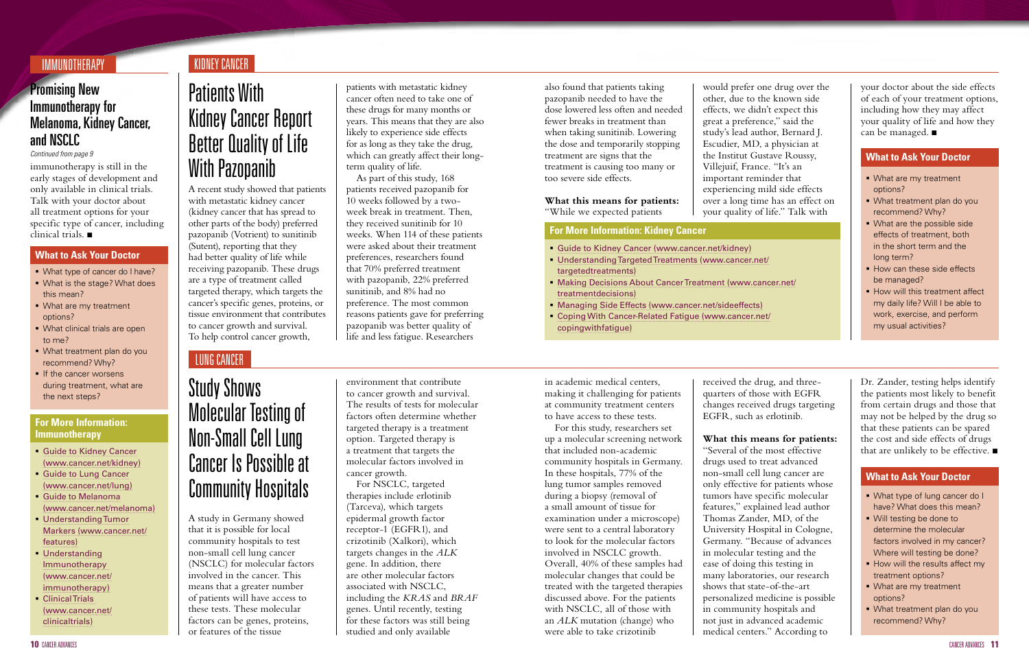IMMUNOTHERAPY

## Promising New Immunotherapy for Melanoma, Kidney Cancer, and NSCLC

*Continued from page 9*

immunotherapy is still in the early stages of development and only available in clinical trials. Talk with your doctor about all treatment options for your specific type of cancer, including clinical trials. ■

### What to Ask Your Doctor

- What type of cancer do I have?
- What is the stage? What does this mean?
- What are my treatment options?
- What clinical trials are open to me?
- What treatment plan do you recommend? Why?
- If the cancer worsens during treatment, what are the next steps?

### For More Information: Immunotherapy

- Guide to Kidney Cancer (www.cancer.net/kidney)
- Guide to Lung Cancer (www.cancer.net/lung)
- Guide to Melanoma (www.cancer.net/melanoma)
- Understanding Tumor Markers (www.cancer.net/features)
- Understanding Immunotherapy (www.cancer.net/immunotherapy)
- Clinical Trials (www.cancer.net/clinicaltrials)

KIDNEY CANCER

## Patients With Kidney Cancer Report Better Quality of Life With Pazopanib

A recent study showed that patients with metastatic kidney cancer (kidney cancer that has spread to other parts of the body) preferred pazopanib (Votrient) to sunitinib (Sutent), reporting that they had better quality of life while receiving pazopanib. These drugs are a type of treatment called targeted therapy, which targets the cancer's specific genes, proteins, or tissue environment that contributes to cancer growth and survival. To help control cancer growth, patients with metastatic kidney cancer often need to take one of these drugs for many months or years. This means that they are also likely to experience side effects for as long as they take the drug, which can greatly affect their long-term quality of life.

As part of this study, 168 patients received pazopanib for 10 weeks followed by a two-week break in treatment. Then, they received sunitinib for 10 weeks. When 114 of these patients were asked about their treatment preferences, researchers found that 70% preferred treatment with pazopanib, 22% preferred sunitinib, and 8% had no preference. The most common reasons patients gave for preferring pazopanib was better quality of life and less fatigue. Researchers also found that patients taking pazopanib needed to have the dose lowered less often and needed fewer breaks in treatment than when taking sunitinib. Lowering the dose and temporarily stopping treatment are signs that the treatment is causing too many or too severe side effects.

**What this means for patients:** "While we expected patients would prefer one drug over the other, due to the known side effects, we didn't expect this great a preference," said the study's lead author, Bernard J. Escudier, MD, a physician at the Institut Gustave Roussy, Villejuif, France. "It's an important reminder that experiencing mild side effects over a long time has an effect on your quality of life." Talk with your doctor about the side effects of each of your treatment options, including how they may affect your quality of life and how they can be managed. ■

### For More Information: Kidney Cancer

- Guide to Kidney Cancer (www.cancer.net/kidney)
- Understanding Targeted Treatments (www.cancer.net/targetedtreatments)
- Making Decisions About Cancer Treatment (www.cancer.net/treatmentdecisions)
- Managing Side Effects (www.cancer.net/sideeffects)
- Coping With Cancer-Related Fatigue (www.cancer.net/copingwithfatigue)

### What to Ask Your Doctor

- What are my treatment options?
- What treatment plan do you recommend? Why?
- What are the possible side effects of treatment, both in the short term and the long term?
- How can these side effects be managed?
- How will this treatment affect my daily life? Will I be able to work, exercise, and perform my usual activities?

LUNG CANCER

## Study Shows Molecular Testing of Non-Small Cell Lung Cancer Is Possible at Community Hospitals

A study in Germany showed that it is possible for local community hospitals to test non-small cell lung cancer (NSCLC) for molecular factors involved in the cancer. This means that a greater number of patients will have access to these tests. These molecular factors can be genes, proteins, or features of the tissue environment that contribute to cancer growth and survival. The results of tests for molecular factors often determine whether targeted therapy is a treatment option. Targeted therapy is a treatment that targets the molecular factors involved in cancer growth.

For NSCLC, targeted therapies include erlotinib (Tarceva), which targets epidermal growth factor receptor-1 (EGFR1), and crizotinib (Xalkori), which targets changes in the *ALK* gene. In addition, there are other molecular factors associated with NSCLC, including the *KRAS* and *BRAF* genes. Until recently, testing for these factors was still being studied and only available in academic medical centers, making it challenging for patients at community treatment centers to have access to these tests.

For this study, researchers set up a molecular screening network that included non-academic community hospitals in Germany. In these hospitals, 77% of the lung tumor samples removed during a biopsy (removal of a small amount of tissue for examination under a microscope) were sent to a central laboratory to look for the molecular factors involved in NSCLC growth. Overall, 40% of these samples had molecular changes that could be treated with the targeted therapies discussed above. For the patients with NSCLC, all of those with an *ALK* mutation (change) who were able to take crizotinib received the drug, and three-quarters of those with EGFR changes received drugs targeting EGFR, such as erlotinib.

**What this means for patients:** "Several of the most effective drugs used to treat advanced non-small cell lung cancer are only effective for patients whose tumors have specific molecular features," explained lead author Thomas Zander, MD, of the University Hospital in Cologne, Germany. "Because of advances in molecular testing and the ease of doing this testing in many laboratories, our research shows that state-of-the-art personalized medicine is possible in community hospitals and not just in advanced academic medical centers." According to Dr. Zander, testing helps identify the patients most likely to benefit from certain drugs and those that may not be helped by the drug so that these patients can be spared the cost and side effects of drugs that are unlikely to be effective. ■

### What to Ask Your Doctor

- What type of lung cancer do I have? What does this mean?
- Will testing be done to determine the molecular factors involved in my cancer? Where will testing be done?
- How will the results affect my treatment options?
- What are my treatment options?
- What treatment plan do you recommend? Why?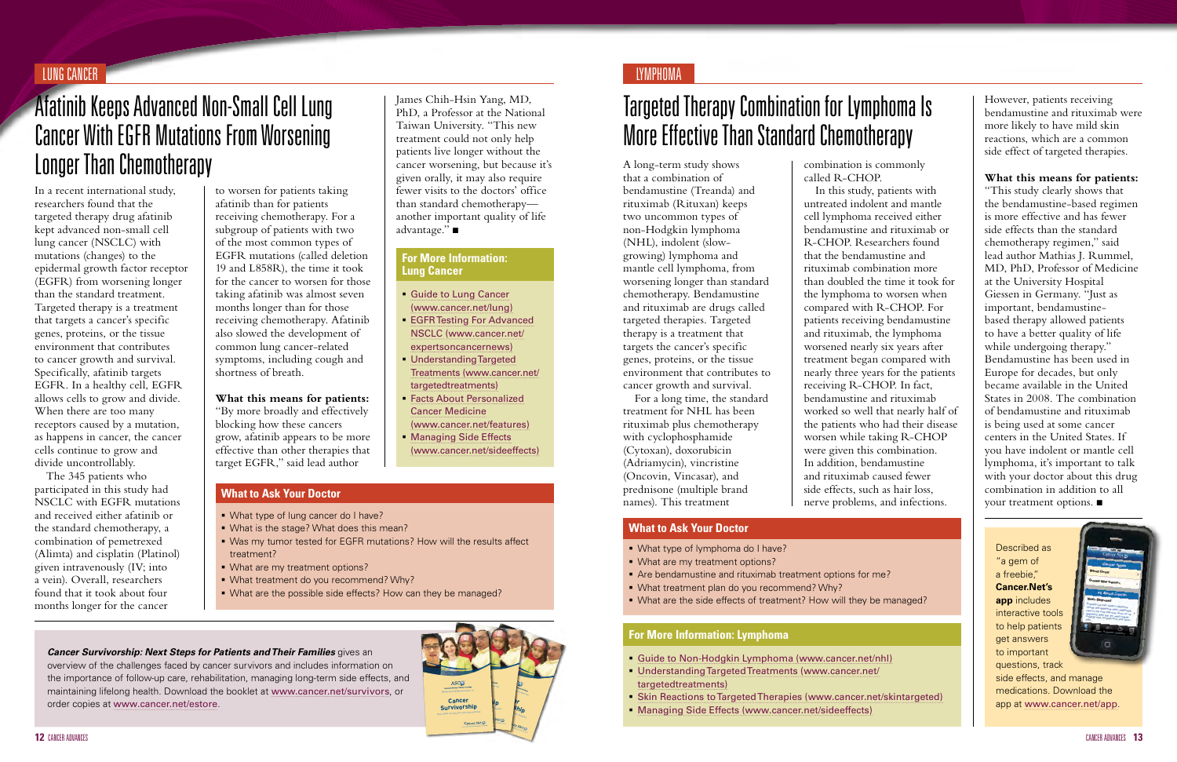LUNG CANCER

# Afatinib Keeps Advanced Non-Small Cell Lung Cancer With EGFR Mutations From Worsening Longer Than Chemotherapy

In a recent international study, researchers found that the targeted therapy drug afatinib kept advanced non-small cell lung cancer (NSCLC) with mutations (changes) to the epidermal growth factor receptor (EGFR) from worsening longer than the standard treatment. Targeted therapy is a treatment that targets a cancer's specific genes, proteins, or the tissue environment that contributes to cancer growth and survival. Specifically, afatinib targets EGFR. In a healthy cell, EGFR allows cells to grow and divide. When there are too many receptors caused by a mutation, as happens in cancer, the cancer cells continue to grow and divide uncontrollably.

The 345 patients who participated in this study had NSCLC with EGFR mutations and received either afatinib or the standard chemotherapy, a combination of pemetrexed (Alimta) and cisplatin (Platinol) given intravenously (IV; into a vein). Overall, researchers found that it took about four months longer for the cancer to worsen for patients taking afatinib than for patients receiving chemotherapy. For a subgroup of patients with two of the most common types of EGFR mutations (called deletion 19 and L858R), the time it took for the cancer to worsen for those taking afatinib was almost seven months longer than for those receiving chemotherapy. Afatinib also slowed the development of common lung cancer-related symptoms, including cough and shortness of breath.

**What this means for patients:** "By more broadly and effectively blocking how these cancers grow, afatinib appears to be more effective than other therapies that target EGFR," said lead author James Chih-Hsin Yang, MD, PhD, a Professor at the National Taiwan University. "This new treatment could not only help patients live longer without the cancer worsening, but because it's given orally, it may also require fewer visits to the doctors' office than standard chemotherapy—another important quality of life advantage." ■

## For More Information: Lung Cancer

- Guide to Lung Cancer (www.cancer.net/lung)
- EGFR Testing For Advanced NSCLC (www.cancer.net/expertsoncancernews)
- Understanding Targeted Treatments (www.cancer.net/targetedtreatments)
- Facts About Personalized Cancer Medicine (www.cancer.net/features)
- Managing Side Effects (www.cancer.net/sideeffects)

## What to Ask Your Doctor

- What type of lung cancer do I have?
- What is the stage? What does this mean?
- Was my tumor tested for EGFR mutations? How will the results affect treatment?
- What are my treatment options?
- What treatment do you recommend? Why?
- What are the possible side effects? How can they be managed?

***Cancer Survivorship: Next Steps for Patients and Their Families*** gives an overview of the challenges faced by cancer survivors and includes information on the importance of follow-up care, rehabilitation, managing long-term side effects, and maintaining lifelong health. Download the booklet at www.cancer.net/survivors, or order copies at www.cancer.net/estore.

LYMPHOMA

# Targeted Therapy Combination for Lymphoma Is More Effective Than Standard Chemotherapy

A long-term study shows that a combination of bendamustine (Treanda) and rituximab (Rituxan) keeps two uncommon types of non-Hodgkin lymphoma (NHL), indolent (slow-growing) lymphoma and mantle cell lymphoma, from worsening longer than standard chemotherapy. Bendamustine and rituximab are drugs called targeted therapies. Targeted therapy is a treatment that targets the cancer's specific genes, proteins, or the tissue environment that contributes to cancer growth and survival.

For a long time, the standard treatment for NHL has been rituximab plus chemotherapy with cyclophosphamide (Cytoxan), doxorubicin (Adriamycin), vincristine (Oncovin, Vincasar), and prednisone (multiple brand names). This treatment combination is commonly called R-CHOP.

In this study, patients with untreated indolent and mantle cell lymphoma received either bendamustine and rituximab or R-CHOP. Researchers found that the bendamustine and rituximab combination more than doubled the time it took for the lymphoma to worsen when compared with R-CHOP. For patients receiving bendamustine and rituximab, the lymphoma worsened nearly six years after treatment began compared with nearly three years for the patients receiving R-CHOP. In fact, bendamustine and rituximab worked so well that nearly half of the patients who had their disease worsen while taking R-CHOP were given this combination. In addition, bendamustine and rituximab caused fewer side effects, such as hair loss, nerve problems, and infections. However, patients receiving bendamustine and rituximab were more likely to have mild skin reactions, which are a common side effect of targeted therapies.

**What this means for patients:** "This study clearly shows that the bendamustine-based regimen is more effective and has fewer side effects than the standard chemotherapy regimen," said lead author Mathias J. Rummel, MD, PhD, Professor of Medicine at the University Hospital Giessen in Germany. "Just as important, bendamustine-based therapy allowed patients to have a better quality of life while undergoing therapy." Bendamustine has been used in Europe for decades, but only became available in the United States in 2008. The combination of bendamustine and rituximab is being used at some cancer centers in the United States. If you have indolent or mantle cell lymphoma, it's important to talk with your doctor about this drug combination in addition to all your treatment options. ■

## What to Ask Your Doctor

- What type of lymphoma do I have?
- What are my treatment options?
- Are bendamustine and rituximab treatment options for me?
- What treatment plan do you recommend? Why?
- What are the side effects of treatment? How will they be managed?

## For More Information: Lymphoma

- Guide to Non-Hodgkin Lymphoma (www.cancer.net/nhl)
- Understanding Targeted Treatments (www.cancer.net/targetedtreatments)
- Skin Reactions to Targeted Therapies (www.cancer.net/skintargeted)
- Managing Side Effects (www.cancer.net/sideeffects)

Described as "a gem of a freebie," **Cancer.Net's app** includes interactive tools to help patients get answers to important questions, track side effects, and manage medications. Download the app at www.cancer.net/app.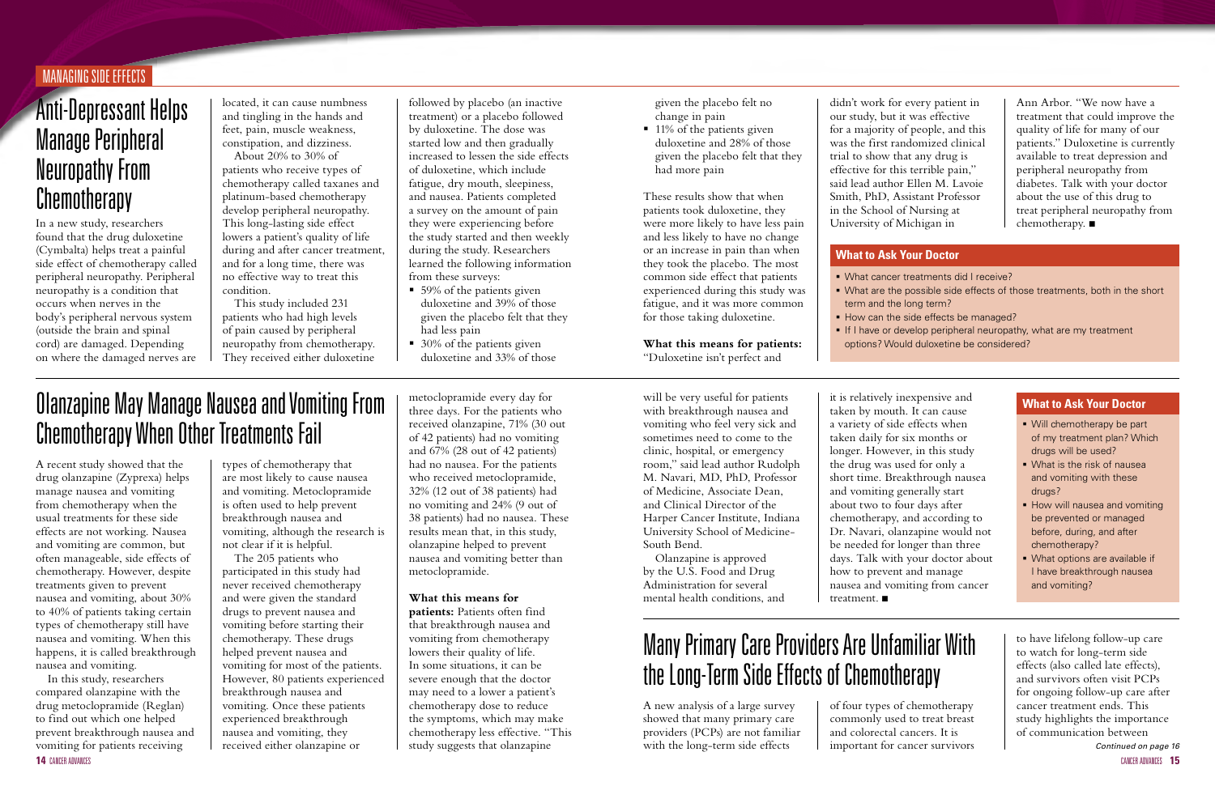## MANAGING SIDE EFFECTS

# Anti-Depressant Helps Manage Peripheral Neuropathy From Chemotherapy

In a new study, researchers found that the drug duloxetine (Cymbalta) helps treat a painful side effect of chemotherapy called peripheral neuropathy. Peripheral neuropathy is a condition that occurs when nerves in the body's peripheral nervous system (outside the brain and spinal cord) are damaged. Depending on where the damaged nerves are located, it can cause numbness and tingling in the hands and feet, pain, muscle weakness, constipation, and dizziness.

About 20% to 30% of patients who receive types of chemotherapy called taxanes and platinum-based chemotherapy develop peripheral neuropathy. This long-lasting side effect lowers a patient's quality of life during and after cancer treatment, and for a long time, there was no effective way to treat this condition.

This study included 231 patients who had high levels of pain caused by peripheral neuropathy from chemotherapy. They received either duloxetine followed by placebo (an inactive treatment) or a placebo followed by duloxetine. The dose was started low and then gradually increased to lessen the side effects of duloxetine, which include fatigue, dry mouth, sleepiness, and nausea. Patients completed a survey on the amount of pain they were experiencing before the study started and then weekly during the study. Researchers learned the following information from these surveys:

- 59% of the patients given duloxetine and 39% of those given the placebo felt that they had less pain
- 30% of the patients given duloxetine and 33% of those given the placebo felt no change in pain
- 11% of the patients given duloxetine and 28% of those given the placebo felt that they had more pain

These results show that when patients took duloxetine, they were more likely to have less pain and less likely to have no change or an increase in pain than when they took the placebo. The most common side effect that patients experienced during this study was fatigue, and it was more common for those taking duloxetine.

**What this means for patients:** "Duloxetine isn't perfect and didn't work for every patient in our study, but it was effective for a majority of people, and this was the first randomized clinical trial to show that any drug is effective for this terrible pain," said lead author Ellen M. Lavoie Smith, PhD, Assistant Professor in the School of Nursing at University of Michigan in Ann Arbor. "We now have a treatment that could improve the quality of life for many of our patients." Duloxetine is currently available to treat depression and peripheral neuropathy from diabetes. Talk with your doctor about the use of this drug to treat peripheral neuropathy from chemotherapy. ■

### What to Ask Your Doctor

- What cancer treatments did I receive?
- What are the possible side effects of those treatments, both in the short term and the long term?
- How can the side effects be managed?
- If I have or develop peripheral neuropathy, what are my treatment options? Would duloxetine be considered?

# Olanzapine May Manage Nausea and Vomiting From Chemotherapy When Other Treatments Fail

A recent study showed that the drug olanzapine (Zyprexa) helps manage nausea and vomiting from chemotherapy when the usual treatments for these side effects are not working. Nausea and vomiting are common, but often manageable, side effects of chemotherapy. However, despite treatments given to prevent nausea and vomiting, about 30% to 40% of patients taking certain types of chemotherapy still have nausea and vomiting. When this happens, it is called breakthrough nausea and vomiting.

In this study, researchers compared olanzapine with the drug metoclopramide (Reglan) to find out which one helped prevent breakthrough nausea and vomiting for patients receiving types of chemotherapy that are most likely to cause nausea and vomiting. Metoclopramide is often used to help prevent breakthrough nausea and vomiting, although the research is not clear if it is helpful.

The 205 patients who participated in this study had never received chemotherapy and were given the standard drugs to prevent nausea and vomiting before starting their chemotherapy. These drugs helped prevent nausea and vomiting for most of the patients. However, 80 patients experienced breakthrough nausea and vomiting. Once these patients experienced breakthrough nausea and vomiting, they received either olanzapine or metoclopramide every day for three days. For the patients who received olanzapine, 71% (30 out of 42 patients) had no vomiting and 67% (28 out of 42 patients) had no nausea. For the patients who received metoclopramide, 32% (12 out of 38 patients) had no vomiting and 24% (9 out of 38 patients) had no nausea. These results mean that, in this study, olanzapine helped to prevent nausea and vomiting better than metoclopramide.

**What this means for patients:** Patients often find that breakthrough nausea and vomiting from chemotherapy lowers their quality of life. In some situations, it can be severe enough that the doctor may need to a lower a patient's chemotherapy dose to reduce the symptoms, which may make chemotherapy less effective. "This study suggests that olanzapine will be very useful for patients with breakthrough nausea and vomiting who feel very sick and sometimes need to come to the clinic, hospital, or emergency room," said lead author Rudolph M. Navari, MD, PhD, Professor of Medicine, Associate Dean, and Clinical Director of the Harper Cancer Institute, Indiana University School of Medicine-South Bend.

Olanzapine is approved by the U.S. Food and Drug Administration for several mental health conditions, and it is relatively inexpensive and taken by mouth. It can cause a variety of side effects when taken daily for six months or longer. However, in this study the drug was used for only a short time. Breakthrough nausea and vomiting generally start about two to four days after chemotherapy, and according to Dr. Navari, olanzapine would not be needed for longer than three days. Talk with your doctor about how to prevent and manage nausea and vomiting from cancer treatment. ■

### What to Ask Your Doctor

- Will chemotherapy be part of my treatment plan? Which drugs will be used?
- What is the risk of nausea and vomiting with these drugs?
- How will nausea and vomiting be prevented or managed before, during, and after chemotherapy?
- What options are available if I have breakthrough nausea and vomiting?

# Many Primary Care Providers Are Unfamiliar With the Long-Term Side Effects of Chemotherapy

A new analysis of a large survey showed that many primary care providers (PCPs) are not familiar with the long-term side effects of four types of chemotherapy commonly used to treat breast and colorectal cancers. It is important for cancer survivors to have lifelong follow-up care to watch for long-term side effects (also called late effects), and survivors often visit PCPs for ongoing follow-up care after cancer treatment ends. This study highlights the importance of communication between

*Continued on page 16*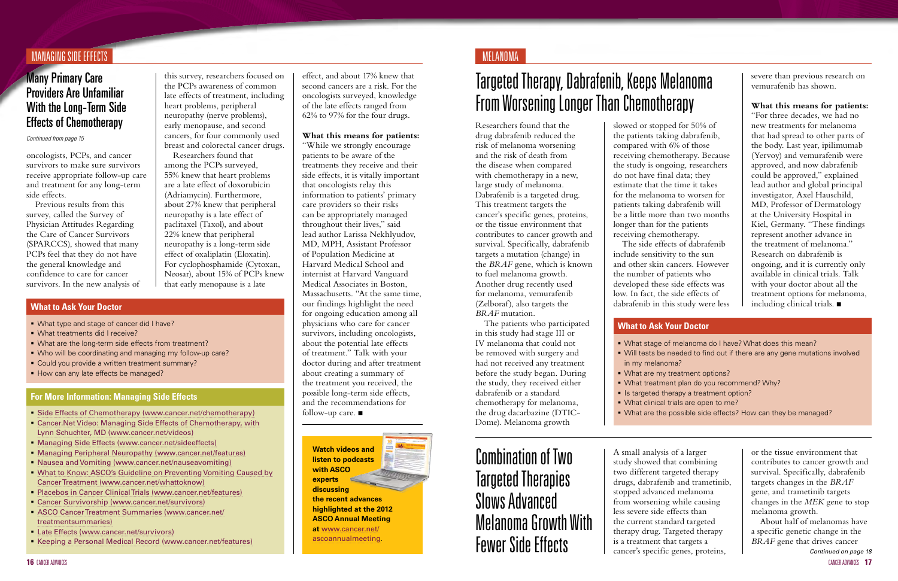## MANAGING SIDE EFFECTS

# Many Primary Care Providers Are Unfamiliar With the Long-Term Side Effects of Chemotherapy

*Continued from page 15*

oncologists, PCPs, and cancer survivors to make sure survivors receive appropriate follow-up care and treatment for any long-term side effects.

Previous results from this survey, called the Survey of Physician Attitudes Regarding the Care of Cancer Survivors (SPARCCS), showed that many PCPs feel that they do not have the general knowledge and confidence to care for cancer survivors. In the new analysis of this survey, researchers focused on the PCPs awareness of common late effects of treatment, including heart problems, peripheral neuropathy (nerve problems), early menopause, and second cancers, for four commonly used breast and colorectal cancer drugs.

Researchers found that among the PCPs surveyed, 55% knew that heart problems are a late effect of doxorubicin (Adriamycin). Furthermore, about 27% knew that peripheral neuropathy is a late effect of paclitaxel (Taxol), and about 22% knew that peripheral neuropathy is a long-term side effect of oxaliplatin (Eloxatin). For cyclophosphamide (Cytoxan, Neosar), about 15% of PCPs knew that early menopause is a late effect, and about 17% knew that second cancers are a risk. For the oncologists surveyed, knowledge of the late effects ranged from 62% to 97% for the four drugs.

**What this means for patients:** "While we strongly encourage patients to be aware of the treatments they receive and their side effects, it is vitally important that oncologists relay this information to patients' primary care providers so their risks can be appropriately managed throughout their lives," said lead author Larissa Nekhlyudov, MD, MPH, Assistant Professor of Population Medicine at Harvard Medical School and internist at Harvard Vanguard Medical Associates in Boston, Massachusetts. "At the same time, our findings highlight the need for ongoing education among all physicians who care for cancer survivors, including oncologists, about the potential late effects of treatment." Talk with your doctor during and after treatment about creating a summary of the treatment you received, the possible long-term side effects, and the recommendations for follow-up care. ■

### What to Ask Your Doctor

- What type and stage of cancer did I have?
- What treatments did I receive?
- What are the long-term side effects from treatment?
- Who will be coordinating and managing my follow-up care?
- Could you provide a written treatment summary?
- How can any late effects be managed?

### For More Information: Managing Side Effects

- Side Effects of Chemotherapy (www.cancer.net/chemotherapy)
- Cancer.Net Video: Managing Side Effects of Chemotherapy, with Lynn Schuchter, MD (www.cancer.net/videos)
- Managing Side Effects (www.cancer.net/sideeffects)
- Managing Peripheral Neuropathy (www.cancer.net/features)
- Nausea and Vomiting (www.cancer.net/nauseavomiting)
- What to Know: ASCO's Guideline on Preventing Vomiting Caused by Cancer Treatment (www.cancer.net/whattoknow)
- Placebos in Cancer Clinical Trials (www.cancer.net/features)
- Cancer Survivorship (www.cancer.net/survivors)
- ASCO Cancer Treatment Summaries (www.cancer.net/treatmentsummaries)
- Late Effects (www.cancer.net/survivors)
- Keeping a Personal Medical Record (www.cancer.net/features)

**Watch videos and listen to podcasts with ASCO experts discussing the recent advances highlighted at the 2012 ASCO Annual Meeting at** www.cancer.net/ascoannualmeeting.

## MELANOMA

# Targeted Therapy, Dabrafenib, Keeps Melanoma From Worsening Longer Than Chemotherapy

Researchers found that the drug dabrafenib reduced the risk of melanoma worsening and the risk of death from the disease when compared with chemotherapy in a new, large study of melanoma. Dabrafenib is a targeted drug. This treatment targets the cancer's specific genes, proteins, or the tissue environment that contributes to cancer growth and survival. Specifically, dabrafenib targets a mutation (change) in the *BRAF* gene, which is known to fuel melanoma growth. Another drug recently used for melanoma, vemurafenib (Zelboraf), also targets the *BRAF* mutation.

The patients who participated in this study had stage III or IV melanoma that could not be removed with surgery and had not received any treatment before the study began. During the study, they received either dabrafenib or a standard chemotherapy for melanoma, the drug dacarbazine (DTIC-Dome). Melanoma growth slowed or stopped for 50% of the patients taking dabrafenib, compared with 6% of those receiving chemotherapy. Because the study is ongoing, researchers do not have final data; they estimate that the time it takes for the melanoma to worsen for patients taking dabrafenib will be a little more than two months longer than for the patients receiving chemotherapy.

The side effects of dabrafenib include sensitivity to the sun and other skin cancers. However the number of patients who developed these side effects was low. In fact, the side effects of dabrafenib in this study were less severe than previous research on vemurafenib has shown.

**What this means for patients:** "For three decades, we had no new treatments for melanoma that had spread to other parts of the body. Last year, ipilimumab (Yervoy) and vemurafenib were approved, and now dabrafenib could be approved," explained lead author and global principal investigator, Axel Hauschild, MD, Professor of Dermatology at the University Hospital in Kiel, Germany. "These findings represent another advance in the treatment of melanoma." Research on dabrafenib is ongoing, and it is currently only available in clinical trials. Talk with your doctor about all the treatment options for melanoma, including clinical trials. ■

### What to Ask Your Doctor

- What stage of melanoma do I have? What does this mean?
- Will tests be needed to find out if there are any gene mutations involved in my melanoma?
- What are my treatment options?
- What treatment plan do you recommend? Why?
- Is targeted therapy a treatment option?
- What clinical trials are open to me?
- What are the possible side effects? How can they be managed?

# Combination of Two Targeted Therapies Slows Advanced Melanoma Growth With Fewer Side Effects

A small analysis of a larger study showed that combining two different targeted therapy drugs, dabrafenib and trametinib, stopped advanced melanoma from worsening while causing less severe side effects than the current standard targeted therapy drug. Targeted therapy is a treatment that targets a cancer's specific genes, proteins, or the tissue environment that contributes to cancer growth and survival. Specifically, dabrafenib targets changes in the *BRAF* gene, and trametinib targets changes in the *MEK* gene to stop melanoma growth.

About half of melanomas have a specific genetic change in the *BRAF* gene that drives cancer

*Continued on page 18*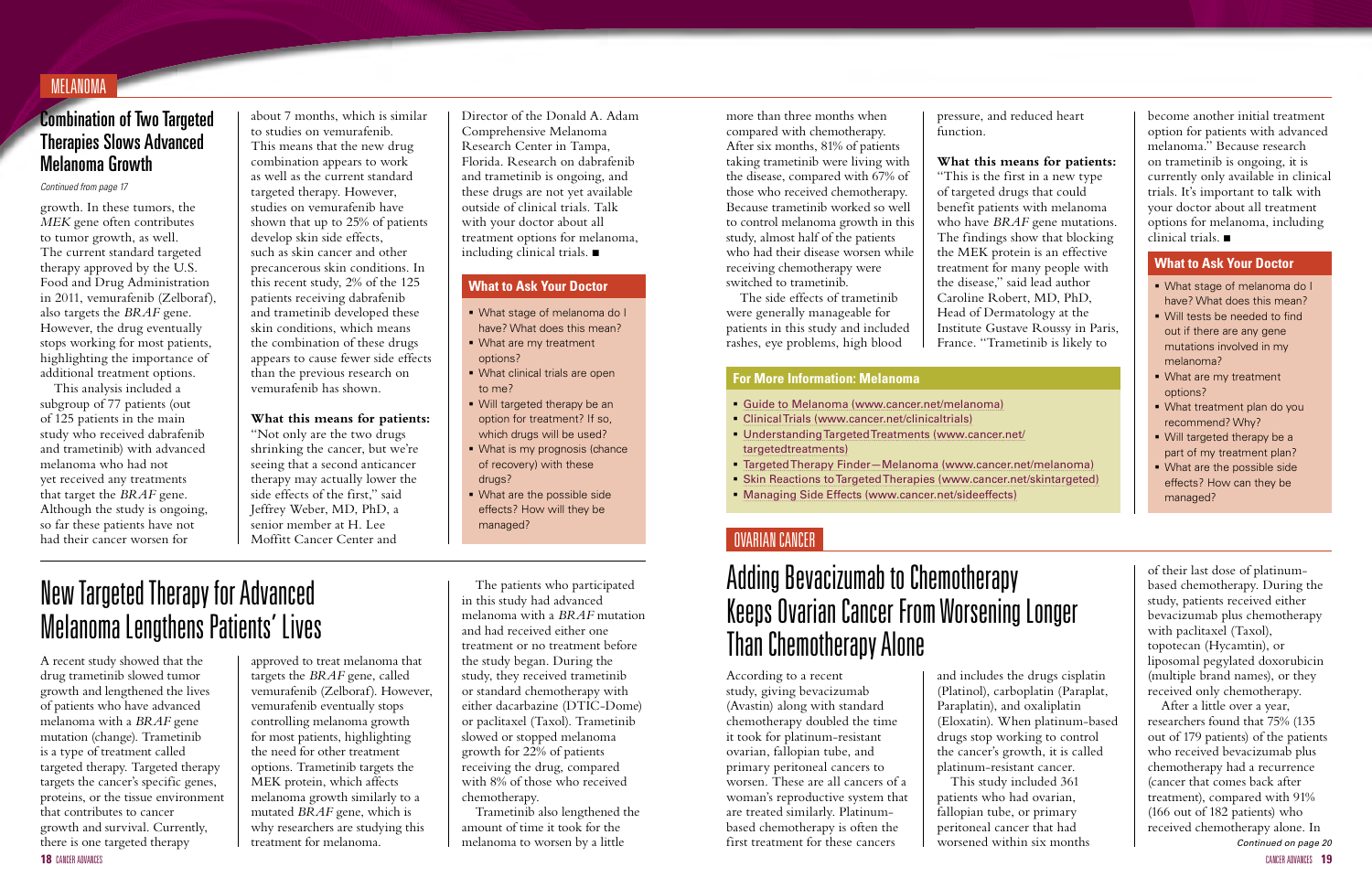MELANOMA

## Combination of Two Targeted Therapies Slows Advanced Melanoma Growth

*Continued from page 17*

growth. In these tumors, the *MEK* gene often contributes to tumor growth, as well. The current standard targeted therapy approved by the U.S. Food and Drug Administration in 2011, vemurafenib (Zelboraf), also targets the *BRAF* gene. However, the drug eventually stops working for most patients, highlighting the importance of additional treatment options.

This analysis included a subgroup of 77 patients (out of 125 patients in the main study who received dabrafenib and trametinib) with advanced melanoma who had not yet received any treatments that target the *BRAF* gene. Although the study is ongoing, so far these patients have not had their cancer worsen for about 7 months, which is similar to studies on vemurafenib. This means that the new drug combination appears to work as well as the current standard targeted therapy. However, studies on vemurafenib have shown that up to 25% of patients develop skin side effects, such as skin cancer and other precancerous skin conditions. In this recent study, 2% of the 125 patients receiving dabrafenib and trametinib developed these skin conditions, which means the combination of these drugs appears to cause fewer side effects than the previous research on vemurafenib has shown.

**What this means for patients:** "Not only are the two drugs shrinking the cancer, but we're seeing that a second anticancer therapy may actually lower the side effects of the first," said Jeffrey Weber, MD, PhD, a senior member at H. Lee Moffitt Cancer Center and Director of the Donald A. Adam Comprehensive Melanoma Research Center in Tampa, Florida. Research on dabrafenib and trametinib is ongoing, and these drugs are not yet available outside of clinical trials. Talk with your doctor about all treatment options for melanoma, including clinical trials. ■

### What to Ask Your Doctor

- What stage of melanoma do I have? What does this mean?
- What are my treatment options?
- What clinical trials are open to me?
- Will targeted therapy be an option for treatment? If so, which drugs will be used?
- What is my prognosis (chance of recovery) with these drugs?
- What are the possible side effects? How will they be managed?

## New Targeted Therapy for Advanced Melanoma Lengthens Patients' Lives

A recent study showed that the drug trametinib slowed tumor growth and lengthened the lives of patients who have advanced melanoma with a *BRAF* gene mutation (change). Trametinib is a type of treatment called targeted therapy. Targeted therapy targets the cancer's specific genes, proteins, or the tissue environment that contributes to cancer growth and survival. Currently, there is one targeted therapy approved to treat melanoma that targets the *BRAF* gene, called vemurafenib (Zelboraf). However, vemurafenib eventually stops controlling melanoma growth for most patients, highlighting the need for other treatment options. Trametinib targets the MEK protein, which affects melanoma growth similarly to a mutated *BRAF* gene, which is why researchers are studying this treatment for melanoma.

The patients who participated in this study had advanced melanoma with a *BRAF* mutation and had received either one treatment or no treatment before the study began. During the study, they received trametinib or standard chemotherapy with either dacarbazine (DTIC-Dome) or paclitaxel (Taxol). Trametinib slowed or stopped melanoma growth for 22% of patients receiving the drug, compared with 8% of those who received chemotherapy.

Trametinib also lengthened the amount of time it took for the melanoma to worsen by a little more than three months when compared with chemotherapy. After six months, 81% of patients taking trametinib were living with the disease, compared with 67% of those who received chemotherapy. Because trametinib worked so well to control melanoma growth in this study, almost half of the patients who had their disease worsen while receiving chemotherapy were switched to trametinib.

The side effects of trametinib were generally manageable for patients in this study and included rashes, eye problems, high blood pressure, and reduced heart function.

**What this means for patients:** "This is the first in a new type of targeted drugs that could benefit patients with melanoma who have *BRAF* gene mutations. The findings show that blocking the MEK protein is an effective treatment for many people with the disease," said lead author Caroline Robert, MD, PhD, Head of Dermatology at the Institute Gustave Roussy in Paris, France. "Trametinib is likely to become another initial treatment option for patients with advanced melanoma." Because research on trametinib is ongoing, it is currently only available in clinical trials. It's important to talk with your doctor about all treatment options for melanoma, including clinical trials. ■

### For More Information: Melanoma

- Guide to Melanoma (www.cancer.net/melanoma)
- Clinical Trials (www.cancer.net/clinicaltrials)
- Understanding Targeted Treatments (www.cancer.net/targetedtreatments)
- Targeted Therapy Finder—Melanoma (www.cancer.net/melanoma)
- Skin Reactions to Targeted Therapies (www.cancer.net/skintargeted)
- Managing Side Effects (www.cancer.net/sideeffects)

### What to Ask Your Doctor

- What stage of melanoma do I have? What does this mean?
- Will tests be needed to find out if there are any gene mutations involved in my melanoma?
- What are my treatment options?
- What treatment plan do you recommend? Why?
- Will targeted therapy be a part of my treatment plan?
- What are the possible side effects? How can they be managed?

OVARIAN CANCER

## Adding Bevacizumab to Chemotherapy Keeps Ovarian Cancer From Worsening Longer Than Chemotherapy Alone

According to a recent study, giving bevacizumab (Avastin) along with standard chemotherapy doubled the time it took for platinum-resistant ovarian, fallopian tube, and primary peritoneal cancers to worsen. These are all cancers of a woman's reproductive system that are treated similarly. Platinum-based chemotherapy is often the first treatment for these cancers and includes the drugs cisplatin (Platinol), carboplatin (Paraplat, Paraplatin), and oxaliplatin (Eloxatin). When platinum-based drugs stop working to control the cancer's growth, it is called platinum-resistant cancer.

This study included 361 patients who had ovarian, fallopian tube, or primary peritoneal cancer that had worsened within six months of their last dose of platinum-based chemotherapy. During the study, patients received either bevacizumab plus chemotherapy with paclitaxel (Taxol), topotecan (Hycamtin), or liposomal pegylated doxorubicin (multiple brand names), or they received only chemotherapy.

After a little over a year, researchers found that 75% (135 out of 179 patients) of the patients who received bevacizumab plus chemotherapy had a recurrence (cancer that comes back after treatment), compared with 91% (166 out of 182 patients) who received chemotherapy alone. In

*Continued on page 20*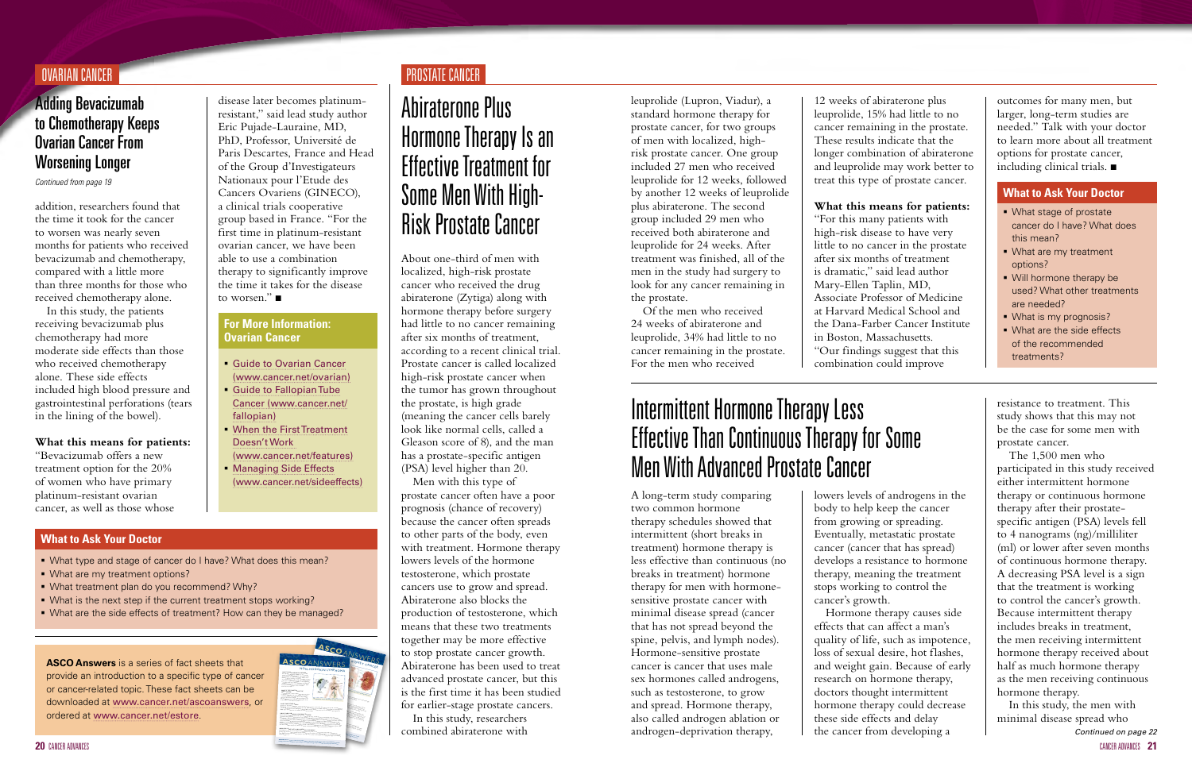## OVARIAN CANCER

# Adding Bevacizumab to Chemotherapy Keeps Ovarian Cancer From Worsening Longer

*Continued from page 19*

addition, researchers found that the time it took for the cancer to worsen was nearly seven months for patients who received bevacizumab and chemotherapy, compared with a little more than three months for those who received chemotherapy alone.

In this study, the patients receiving bevacizumab plus chemotherapy had more moderate side effects than those who received chemotherapy alone. These side effects included high blood pressure and gastrointestinal perforations (tears in the lining of the bowel).

**What this means for patients:** "Bevacizumab offers a new treatment option for the 20% of women who have primary platinum-resistant ovarian cancer, as well as those whose disease later becomes platinum-resistant," said lead study author Eric Pujade-Lauraine, MD, PhD, Professor, Université de Paris Descartes, France and Head of the Group d'Investigateurs Nationaux pour l'Etude des Cancers Ovariens (GINECO), a clinical trials cooperative group based in France. "For the first time in platinum-resistant ovarian cancer, we have been able to use a combination therapy to significantly improve the time it takes for the disease to worsen." ■

### For More Information: Ovarian Cancer

- Guide to Ovarian Cancer (www.cancer.net/ovarian)
- Guide to Fallopian Tube Cancer (www.cancer.net/fallopian)
- When the First Treatment Doesn't Work (www.cancer.net/features)
- Managing Side Effects (www.cancer.net/sideeffects)

### What to Ask Your Doctor

- What type and stage of cancer do I have? What does this mean?
- What are my treatment options?
- What treatment plan do you recommend? Why?
- What is the next step if the current treatment stops working?
- What are the side effects of treatment? How can they be managed?

**ASCO Answers** is a series of fact sheets that provide an introduction to a specific type of cancer or cancer-related topic. These fact sheets can be downloaded at www.cancer.net/ascoanswers, or ordered at www.cancer.net/estore.

## PROSTATE CANCER

# Abiraterone Plus Hormone Therapy Is an Effective Treatment for Some Men With High-Risk Prostate Cancer

About one-third of men with localized, high-risk prostate cancer who received the drug abiraterone (Zytiga) along with hormone therapy before surgery had little to no cancer remaining after six months of treatment, according to a recent clinical trial. Prostate cancer is called localized high-risk prostate cancer when the tumor has grown throughout the prostate, is high grade (meaning the cancer cells barely look like normal cells, called a Gleason score of 8), and the man has a prostate-specific antigen (PSA) level higher than 20.

Men with this type of prostate cancer often have a poor prognosis (chance of recovery) because the cancer often spreads to other parts of the body, even with treatment. Hormone therapy lowers levels of the hormone testosterone, which prostate cancers use to grow and spread. Abiraterone also blocks the production of testosterone, which means that these two treatments together may be more effective to stop prostate cancer growth. Abiraterone has been used to treat advanced prostate cancer, but this is the first time it has been studied for earlier-stage prostate cancers.

In this study, researchers combined abiraterone with leuprolide (Lupron, Viadur), a standard hormone therapy for prostate cancer, for two groups of men with localized, high-risk prostate cancer. One group included 27 men who received leuprolide for 12 weeks, followed by another 12 weeks of leuprolide plus abiraterone. The second group included 29 men who received both abiraterone and leuprolide for 24 weeks. After treatment was finished, all of the men in the study had surgery to look for any cancer remaining in the prostate.

Of the men who received 24 weeks of abiraterone and leuprolide, 34% had little to no cancer remaining in the prostate. For the men who received 12 weeks of abiraterone plus leuprolide, 15% had little to no cancer remaining in the prostate. These results indicate that the longer combination of abiraterone and leuprolide may work better to treat this type of prostate cancer.

**What this means for patients:** "For this many patients with high-risk disease to have very little to no cancer in the prostate after six months of treatment is dramatic," said lead author Mary-Ellen Taplin, MD, Associate Professor of Medicine at Harvard Medical School and the Dana-Farber Cancer Institute in Boston, Massachusetts. "Our findings suggest that this combination could improve outcomes for many men, but larger, long-term studies are needed." Talk with your doctor to learn more about all treatment options for prostate cancer, including clinical trials. ■

### What to Ask Your Doctor

- What stage of prostate cancer do I have? What does this mean?
- What are my treatment options?
- Will hormone therapy be used? What other treatments are needed?
- What is my prognosis?
- What are the side effects of the recommended treatments?

# Intermittent Hormone Therapy Less Effective Than Continuous Therapy for Some Men With Advanced Prostate Cancer

A long-term study comparing two common hormone therapy schedules showed that intermittent (short breaks in treatment) hormone therapy is less effective than continuous (no breaks in treatment) hormone therapy for men with hormone-sensitive prostate cancer with minimal disease spread (cancer that has not spread beyond the spine, pelvis, and lymph nodes). Hormone-sensitive prostate cancer is cancer that uses male sex hormones called androgens, such as testosterone, to grow and spread. Hormone therapy, also called androgen ablation or androgen-deprivation therapy, lowers levels of androgens in the body to help keep the cancer from growing or spreading. Eventually, metastatic prostate cancer (cancer that has spread) develops a resistance to hormone therapy, meaning the treatment stops working to control the cancer's growth.

Hormone therapy causes side effects that can affect a man's quality of life, such as impotence, loss of sexual desire, hot flashes, and weight gain. Because of early research on hormone therapy, doctors thought intermittent hormone therapy could decrease these side effects and delay the cancer from developing a resistance to treatment. This study shows that this may not be the case for some men with prostate cancer.

The 1,500 men who participated in this study received either intermittent hormone therapy or continuous hormone therapy after their prostate-specific antigen (PSA) levels fell to 4 nanograms (ng)/milliliter (ml) or lower after seven months of continuous hormone therapy. A decreasing PSA level is a sign that the treatment is working to control the cancer's growth. Because intermittent therapy includes breaks in treatment, the men receiving intermittent hormone therapy received about half as much hormone therapy as the men receiving continuous hormone therapy.

In this study, the men with minimal disease spread who

*Continued on page 22*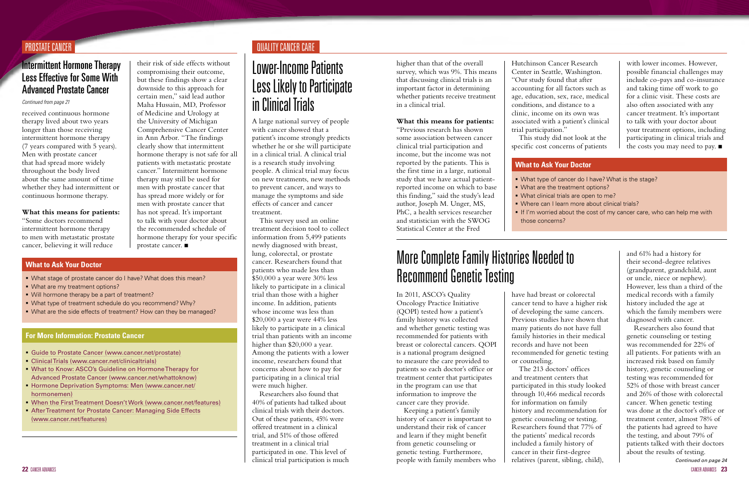PROSTATE CANCER

## Intermittent Hormone Therapy Less Effective for Some With Advanced Prostate Cancer

*Continued from page 21*

received continuous hormone therapy lived about two years longer than those receiving intermittent hormone therapy (7 years compared with 5 years). Men with prostate cancer that had spread more widely throughout the body lived about the same amount of time whether they had intermittent or continuous hormone therapy.

**What this means for patients:** "Some doctors recommend intermittent hormone therapy to men with metastatic prostate cancer, believing it will reduce their risk of side effects without compromising their outcome, but these findings show a clear downside to this approach for certain men," said lead author Maha Hussain, MD, Professor of Medicine and Urology at the University of Michigan Comprehensive Cancer Center in Ann Arbor. "The findings clearly show that intermittent hormone therapy is not safe for all patients with metastatic prostate cancer." Intermittent hormone therapy may still be used for men with prostate cancer that has spread more widely or for men with prostate cancer that has not spread. It's important to talk with your doctor about the recommended schedule of hormone therapy for your specific prostate cancer. ■

### What to Ask Your Doctor

- What stage of prostate cancer do I have? What does this mean?
- What are my treatment options?
- Will hormone therapy be a part of treatment?
- What type of treatment schedule do you recommend? Why?
- What are the side effects of treatment? How can they be managed?

### For More Information: Prostate Cancer

- Guide to Prostate Cancer (www.cancer.net/prostate)
- Clinical Trials (www.cancer.net/clinicaltrials)
- What to Know: ASCO's Guideline on Hormone Therapy for Advanced Prostate Cancer (www.cancer.net/whattoknow)
- Hormone Deprivation Symptoms: Men (www.cancer.net/hormonemen)
- When the First Treatment Doesn't Work (www.cancer.net/features)
- After Treatment for Prostate Cancer: Managing Side Effects (www.cancer.net/features)

QUALITY CANCER CARE

## Lower-Income Patients Less Likely to Participate in Clinical Trials

A large national survey of people with cancer showed that a patient's income strongly predicts whether he or she will participate in a clinical trial. A clinical trial is a research study involving people. A clinical trial may focus on new treatments, new methods to prevent cancer, and ways to manage the symptoms and side effects of cancer and cancer treatment.

This survey used an online treatment decision tool to collect information from 5,499 patients newly diagnosed with breast, lung, colorectal, or prostate cancer. Researchers found that patients who made less than $50,000 a year were 30% less likely to participate in a clinical trial than those with a higher income. In addition, patients whose income was less than $20,000 a year were 44% less likely to participate in a clinical trial than patients with an income higher than $20,000 a year. Among the patients with a lower income, researchers found that concerns about how to pay for participating in a clinical trial were much higher.

Researchers also found that 40% of patients had talked about clinical trials with their doctors. Out of these patients, 45% were offered treatment in a clinical trial, and 51% of those offered treatment in a clinical trial participated in one. This level of clinical trial participation is much higher than that of the overall survey, which was 9%. This means that discussing clinical trials is an important factor in determining whether patients receive treatment in a clinical trial.

**What this means for patients:** "Previous research has shown some association between cancer clinical trial participation and income, but the income was not reported by the patients. This is the first time in a large, national study that we have actual patient-reported income on which to base this finding," said the study's lead author, Joseph M. Unger, MS, PhC, a health services researcher and statistician with the SWOG Statistical Center at the Fred Hutchinson Cancer Research Center in Seattle, Washington. "Our study found that after accounting for all factors such as age, education, sex, race, medical conditions, and distance to a clinic, income on its own was associated with a patient's clinical trial participation."

This study did not look at the specific cost concerns of patients with lower incomes. However, possible financial challenges may include co-pays and co-insurance and taking time off work to go for a clinic visit. These costs are also often associated with any cancer treatment. It's important to talk with your doctor about your treatment options, including participating in clinical trials and the costs you may need to pay. ■

### What to Ask Your Doctor

- What type of cancer do I have? What is the stage?
- What are the treatment options?
- What clinical trials are open to me?
- Where can I learn more about clinical trials?
- If I'm worried about the cost of my cancer care, who can help me with those concerns?

## More Complete Family Histories Needed to Recommend Genetic Testing

In 2011, ASCO's Quality Oncology Practice Initiative (QOPI) tested how a patient's family history was collected and whether genetic testing was recommended for patients with breast or colorectal cancers. QOPI is a national program designed to measure the care provided to patients so each doctor's office or treatment center that participates in the program can use that information to improve the cancer care they provide.

Keeping a patient's family history of cancer is important to understand their risk of cancer and learn if they might benefit from genetic counseling or genetic testing. Furthermore, people with family members who have had breast or colorectal cancer tend to have a higher risk of developing the same cancers. Previous studies have shown that many patients do not have full family histories in their medical records and have not been recommended for genetic testing or counseling.

The 213 doctors' offices and treatment centers that participated in this study looked through 10,466 medical records for information on family history and recommendation for genetic counseling or testing. Researchers found that 77% of the patients' medical records included a family history of cancer in their first-degree relatives (parent, sibling, child), and 61% had a history for their second-degree relatives (grandparent, grandchild, aunt or uncle, niece or nephew). However, less than a third of the medical records with a family history included the age at which the family members were diagnosed with cancer.

Researchers also found that genetic counseling or testing was recommended for 22% of all patients. For patients with an increased risk based on family history, genetic counseling or testing was recommended for 52% of those with breast cancer and 26% of those with colorectal cancer. When genetic testing was done at the doctor's office or treatment center, almost 78% of the patients had agreed to have the testing, and about 79% of patients talked with their doctors about the results of testing.

*Continued on page 24*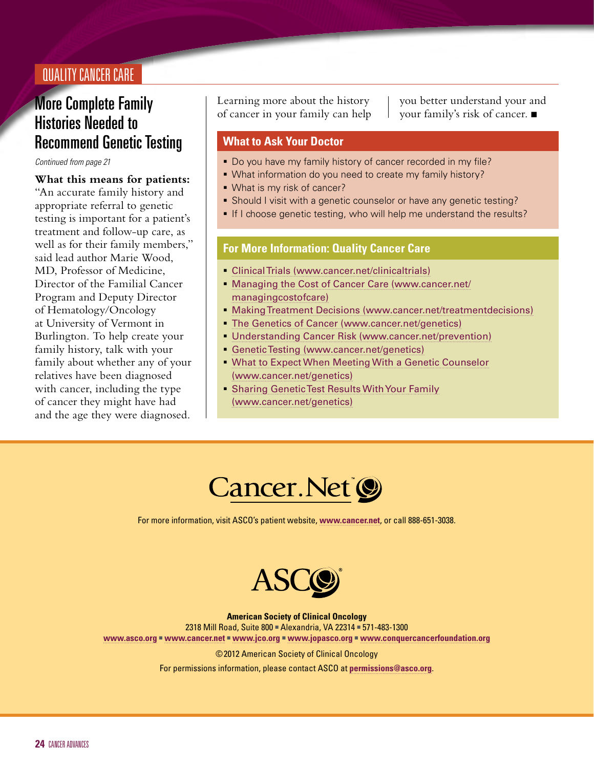QUALITY CANCER CARE

# More Complete Family Histories Needed to Recommend Genetic Testing

*Continued from page 21*

**What this means for patients:** "An accurate family history and appropriate referral to genetic testing is important for a patient's treatment and follow-up care, as well as for their family members," said lead author Marie Wood, MD, Professor of Medicine, Director of the Familial Cancer Program and Deputy Director of Hematology/Oncology at University of Vermont in Burlington. To help create your family history, talk with your family about whether any of your relatives have been diagnosed with cancer, including the type of cancer they might have had and the age they were diagnosed. Learning more about the history of cancer in your family can help you better understand your and your family's risk of cancer. ■

## What to Ask Your Doctor

- Do you have my family history of cancer recorded in my file?
- What information do you need to create my family history?
- What is my risk of cancer?
- Should I visit with a genetic counselor or have any genetic testing?
- If I choose genetic testing, who will help me understand the results?

## For More Information: Quality Cancer Care

- Clinical Trials (www.cancer.net/clinicaltrials)
- Managing the Cost of Cancer Care (www.cancer.net/managingcostofcare)
- Making Treatment Decisions (www.cancer.net/treatmentdecisions)
- The Genetics of Cancer (www.cancer.net/genetics)
- Understanding Cancer Risk (www.cancer.net/prevention)
- Genetic Testing (www.cancer.net/genetics)
- What to Expect When Meeting With a Genetic Counselor (www.cancer.net/genetics)
- Sharing Genetic Test Results With Your Family (www.cancer.net/genetics)

Cancer.Net™

For more information, visit ASCO's patient website, **www.cancer.net**, or call 888-651-3038.

ASCO®

**American Society of Clinical Oncology**

2318 Mill Road, Suite 800 ■ Alexandria, VA 22314 ■ 571-483-1300

**www.asco.org** ■ **www.cancer.net** ■ **www.jco.org** ■ **www.jopasco.org** ■ **www.conquercancerfoundation.org**

©2012 American Society of Clinical Oncology

For permissions information, please contact ASCO at **permissions@asco.org**.